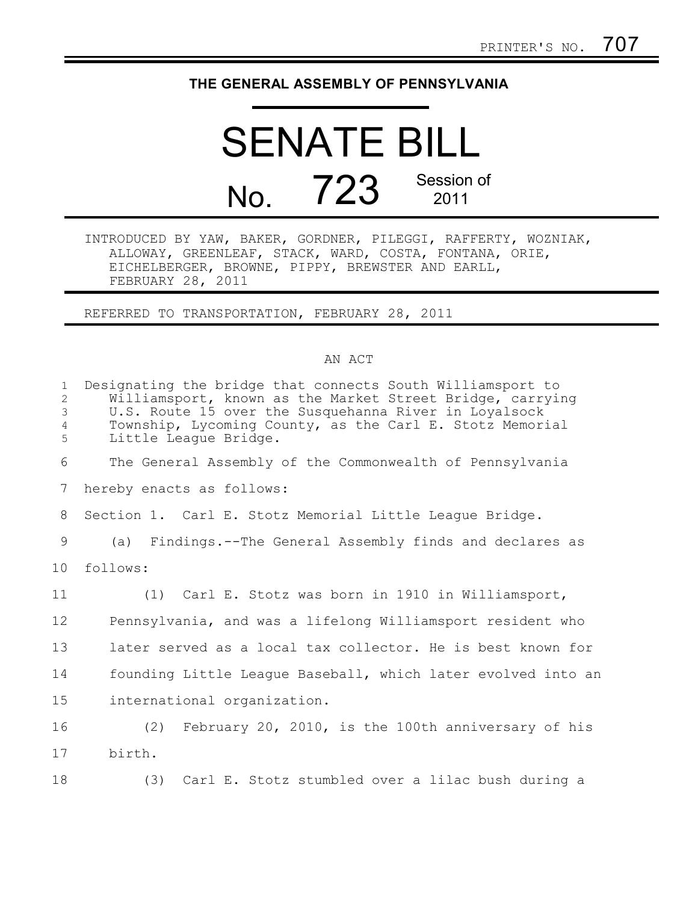PRINTER'S NO. 707

# THE GENERAL ASSEMBLY OF PENNSYLVANIA

# SENATE BILL

## No. 723 Session of 2011

INTRODUCED BY YAW, BAKER, GORDNER, PILEGGI, RAFFERTY, WOZNIAK, ALLOWAY, GREENLEAF, STACK, WARD, COSTA, FONTANA, ORIE, EICHELBERGER, BROWNE, PIPPY, BREWSTER AND EARLL, FEBRUARY 28, 2011

REFERRED TO TRANSPORTATION, FEBRUARY 28, 2011

AN ACT

Designating the bridge that connects South Williamsport to Williamsport, known as the Market Street Bridge, carrying U.S. Route 15 over the Susquehanna River in Loyalsock Township, Lycoming County, as the Carl E. Stotz Memorial Little League Bridge.

The General Assembly of the Commonwealth of Pennsylvania hereby enacts as follows:

Section 1. Carl E. Stotz Memorial Little League Bridge.

(a) Findings.--The General Assembly finds and declares as follows:

(1) Carl E. Stotz was born in 1910 in Williamsport, Pennsylvania, and was a lifelong Williamsport resident who later served as a local tax collector. He is best known for founding Little League Baseball, which later evolved into an international organization.

(2) February 20, 2010, is the 100th anniversary of his birth.

(3) Carl E. Stotz stumbled over a lilac bush during a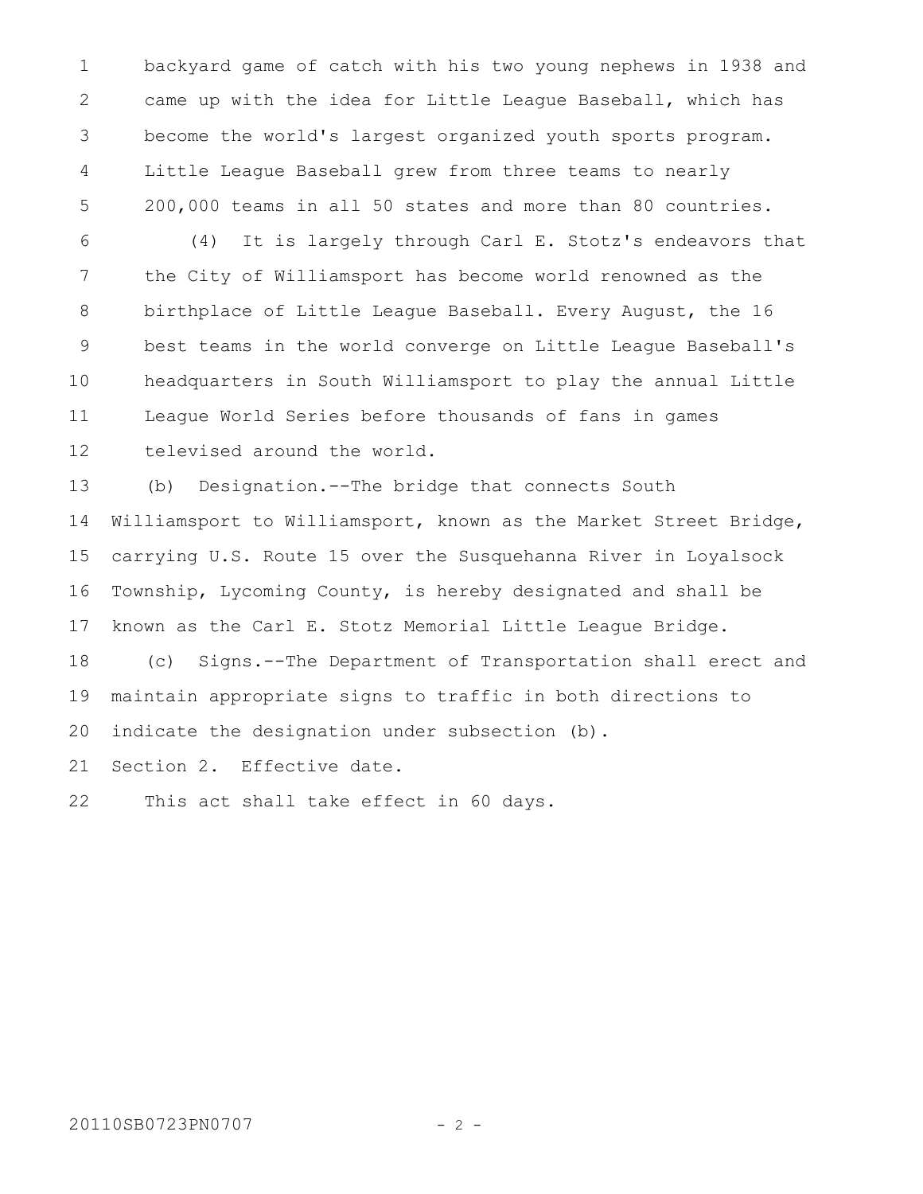backyard game of catch with his two young nephews in 1938 and came up with the idea for Little League Baseball, which has become the world's largest organized youth sports program. Little League Baseball grew from three teams to nearly 200,000 teams in all 50 states and more than 80 countries.

(4) It is largely through Carl E. Stotz's endeavors that the City of Williamsport has become world renowned as the birthplace of Little League Baseball. Every August, the 16 best teams in the world converge on Little League Baseball's headquarters in South Williamsport to play the annual Little League World Series before thousands of fans in games televised around the world.

(b) Designation.--The bridge that connects South Williamsport to Williamsport, known as the Market Street Bridge, carrying U.S. Route 15 over the Susquehanna River in Loyalsock Township, Lycoming County, is hereby designated and shall be known as the Carl E. Stotz Memorial Little League Bridge.

(c) Signs.--The Department of Transportation shall erect and maintain appropriate signs to traffic in both directions to indicate the designation under subsection (b).

Section 2. Effective date.

This act shall take effect in 60 days.